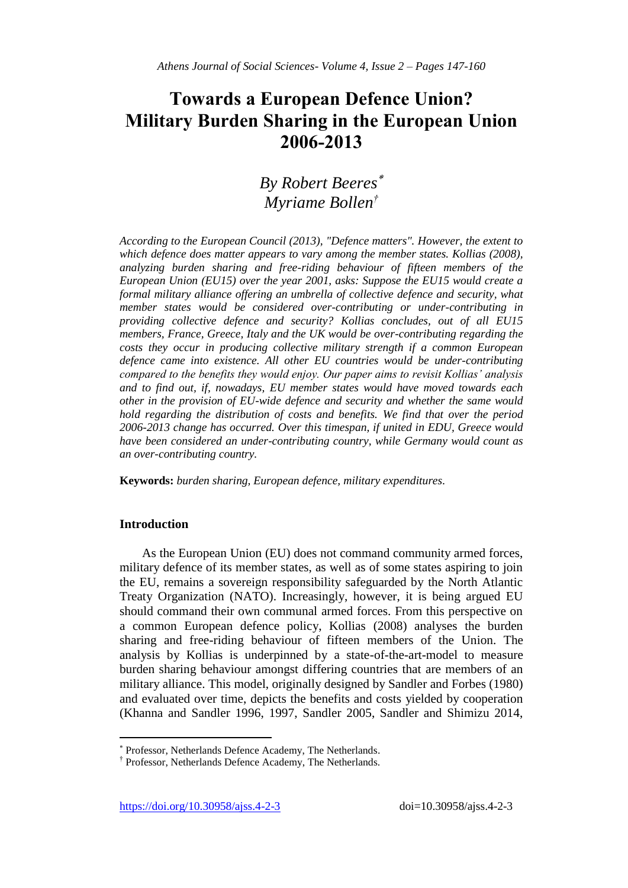# Towards a European Defence Union? Military Burden Sharing in the European Union 2006-2013

*By Robert Beeres*[*]
*Myriame Bollen*[†]

*According to the European Council (2013), "Defence matters". However, the extent to which defence does matter appears to vary among the member states. Kollias (2008), analyzing burden sharing and free-riding behaviour of fifteen members of the European Union (EU15) over the year 2001, asks: Suppose the EU15 would create a formal military alliance offering an umbrella of collective defence and security, what member states would be considered over-contributing or under-contributing in providing collective defence and security? Kollias concludes, out of all EU15 members, France, Greece, Italy and the UK would be over-contributing regarding the costs they occur in producing collective military strength if a common European defence came into existence. All other EU countries would be under-contributing compared to the benefits they would enjoy. Our paper aims to revisit Kollias' analysis and to find out, if, nowadays, EU member states would have moved towards each other in the provision of EU-wide defence and security and whether the same would hold regarding the distribution of costs and benefits. We find that over the period 2006-2013 change has occurred. Over this timespan, if united in EDU, Greece would have been considered an under-contributing country, while Germany would count as an over-contributing country.*

**Keywords:** *burden sharing, European defence, military expenditures.*

## Introduction

As the European Union (EU) does not command community armed forces, military defence of its member states, as well as of some states aspiring to join the EU, remains a sovereign responsibility safeguarded by the North Atlantic Treaty Organization (NATO). Increasingly, however, it is being argued EU should command their own communal armed forces. From this perspective on a common European defence policy, Kollias (2008) analyses the burden sharing and free-riding behaviour of fifteen members of the Union. The analysis by Kollias is underpinned by a state-of-the-art-model to measure burden sharing behaviour amongst differing countries that are members of an military alliance. This model, originally designed by Sandler and Forbes (1980) and evaluated over time, depicts the benefits and costs yielded by cooperation (Khanna and Sandler 1996, 1997, Sandler 2005, Sandler and Shimizu 2014,

---

[*] Professor, Netherlands Defence Academy, The Netherlands.

[†] Professor, Netherlands Defence Academy, The Netherlands.

https://doi.org/10.30958/ajss.4-2-3 doi=10.30958/ajss.4-2-3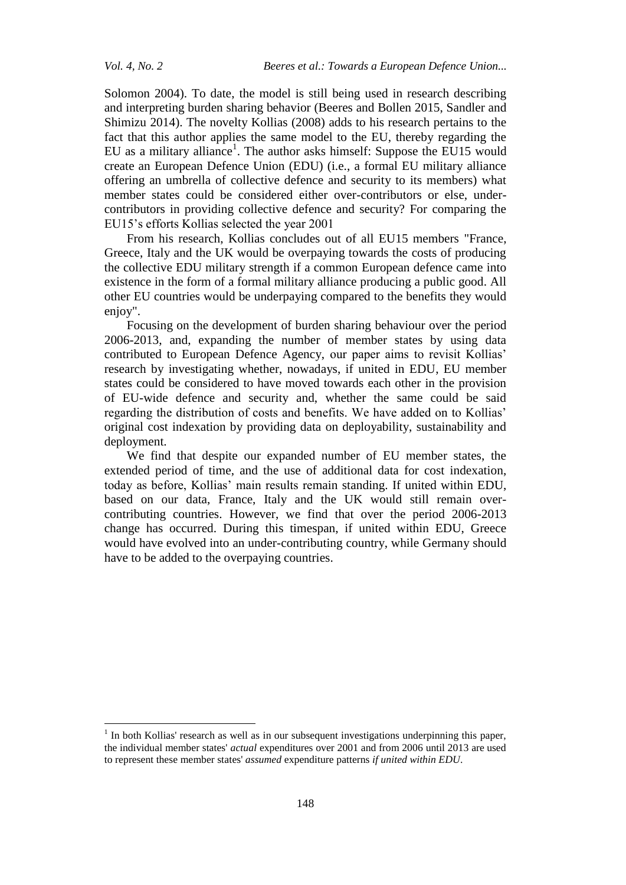Solomon 2004). To date, the model is still being used in research describing and interpreting burden sharing behavior (Beeres and Bollen 2015, Sandler and Shimizu 2014). The novelty Kollias (2008) adds to his research pertains to the fact that this author applies the same model to the EU, thereby regarding the EU as a military alliance[1]. The author asks himself: Suppose the EU15 would create an European Defence Union (EDU) (i.e., a formal EU military alliance offering an umbrella of collective defence and security to its members) what member states could be considered either over-contributors or else, under-contributors in providing collective defence and security? For comparing the EU15's efforts Kollias selected the year 2001

From his research, Kollias concludes out of all EU15 members "France, Greece, Italy and the UK would be overpaying towards the costs of producing the collective EDU military strength if a common European defence came into existence in the form of a formal military alliance producing a public good. All other EU countries would be underpaying compared to the benefits they would enjoy".

Focusing on the development of burden sharing behaviour over the period 2006-2013, and, expanding the number of member states by using data contributed to European Defence Agency, our paper aims to revisit Kollias' research by investigating whether, nowadays, if united in EDU, EU member states could be considered to have moved towards each other in the provision of EU-wide defence and security and, whether the same could be said regarding the distribution of costs and benefits. We have added on to Kollias' original cost indexation by providing data on deployability, sustainability and deployment.

We find that despite our expanded number of EU member states, the extended period of time, and the use of additional data for cost indexation, today as before, Kollias' main results remain standing. If united within EDU, based on our data, France, Italy and the UK would still remain over-contributing countries. However, we find that over the period 2006-2013 change has occurred. During this timespan, if united within EDU, Greece would have evolved into an under-contributing country, while Germany should have to be added to the overpaying countries.

---

[1] In both Kollias' research as well as in our subsequent investigations underpinning this paper, the individual member states' *actual* expenditures over 2001 and from 2006 until 2013 are used to represent these member states' *assumed* expenditure patterns *if united within EDU*.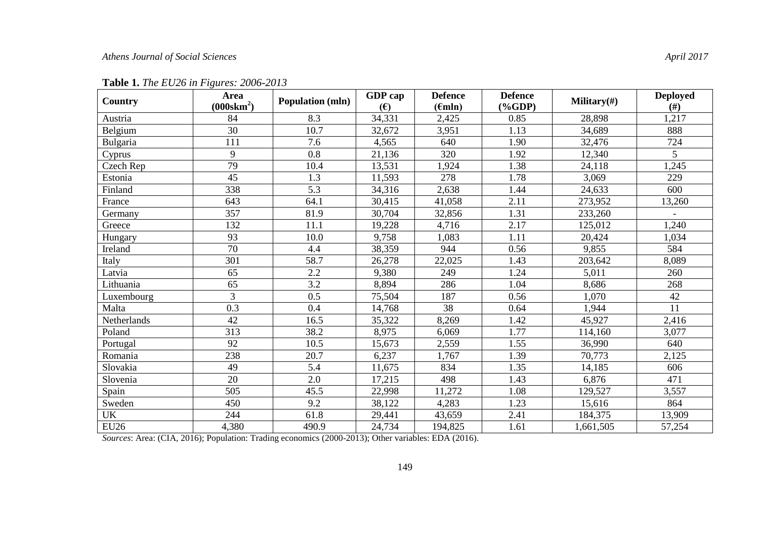**Table 1.** *The EU26 in Figures: 2006-2013*

| Country | Area (000skm$^2$) | Population (mln) | GDP cap (€) | Defence (€mln) | Defence (%GDP) | Military(#) | Deployed (#) |
|---|---|---|---|---|---|---|---|
| Austria | 84 | 8.3 | 34,331 | 2,425 | 0.85 | 28,898 | 1,217 |
| Belgium | 30 | 10.7 | 32,672 | 3,951 | 1.13 | 34,689 | 888 |
| Bulgaria | 111 | 7.6 | 4,565 | 640 | 1.90 | 32,476 | 724 |
| Cyprus | 9 | 0.8 | 21,136 | 320 | 1.92 | 12,340 | 5 |
| Czech Rep | 79 | 10.4 | 13,531 | 1,924 | 1.38 | 24,118 | 1,245 |
| Estonia | 45 | 1.3 | 11,593 | 278 | 1.78 | 3,069 | 229 |
| Finland | 338 | 5.3 | 34,316 | 2,638 | 1.44 | 24,633 | 600 |
| France | 643 | 64.1 | 30,415 | 41,058 | 2.11 | 273,952 | 13,260 |
| Germany | 357 | 81.9 | 30,704 | 32,856 | 1.31 | 233,260 | - |
| Greece | 132 | 11.1 | 19,228 | 4,716 | 2.17 | 125,012 | 1,240 |
| Hungary | 93 | 10.0 | 9,758 | 1,083 | 1.11 | 20,424 | 1,034 |
| Ireland | 70 | 4.4 | 38,359 | 944 | 0.56 | 9,855 | 584 |
| Italy | 301 | 58.7 | 26,278 | 22,025 | 1.43 | 203,642 | 8,089 |
| Latvia | 65 | 2.2 | 9,380 | 249 | 1.24 | 5,011 | 260 |
| Lithuania | 65 | 3.2 | 8,894 | 286 | 1.04 | 8,686 | 268 |
| Luxembourg | 3 | 0.5 | 75,504 | 187 | 0.56 | 1,070 | 42 |
| Malta | 0.3 | 0.4 | 14,768 | 38 | 0.64 | 1,944 | 11 |
| Netherlands | 42 | 16.5 | 35,322 | 8,269 | 1.42 | 45,927 | 2,416 |
| Poland | 313 | 38.2 | 8,975 | 6,069 | 1.77 | 114,160 | 3,077 |
| Portugal | 92 | 10.5 | 15,673 | 2,559 | 1.55 | 36,990 | 640 |
| Romania | 238 | 20.7 | 6,237 | 1,767 | 1.39 | 70,773 | 2,125 |
| Slovakia | 49 | 5.4 | 11,675 | 834 | 1.35 | 14,185 | 606 |
| Slovenia | 20 | 2.0 | 17,215 | 498 | 1.43 | 6,876 | 471 |
| Spain | 505 | 45.5 | 22,998 | 11,272 | 1.08 | 129,527 | 3,557 |
| Sweden | 450 | 9.2 | 38,122 | 4,283 | 1.23 | 15,616 | 864 |
| UK | 244 | 61.8 | 29,441 | 43,659 | 2.41 | 184,375 | 13,909 |
| EU26 | 4,380 | 490.9 | 24,734 | 194,825 | 1.61 | 1,661,505 | 57,254 |

*Sources*: Area: (CIA, 2016); Population: Trading economics (2000-2013); Other variables: EDA (2016).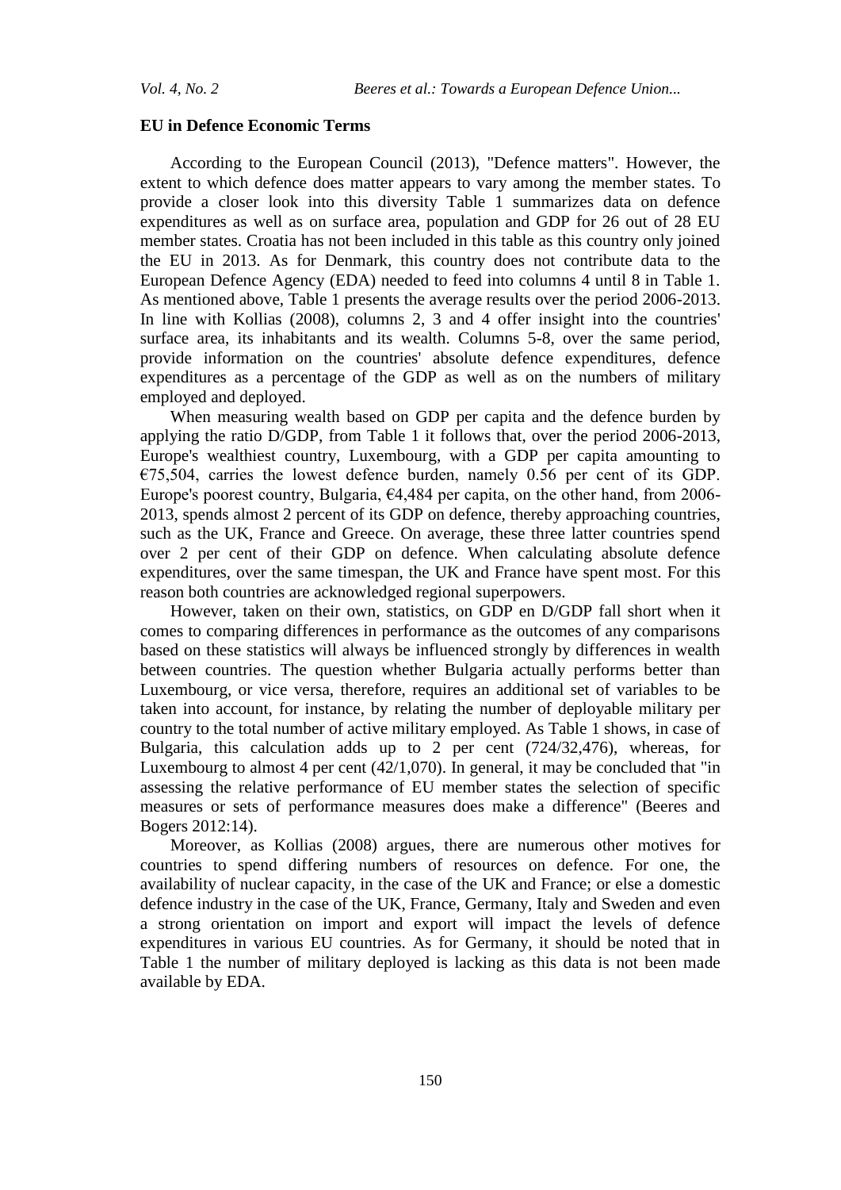## EU in Defence Economic Terms

According to the European Council (2013), "Defence matters". However, the extent to which defence does matter appears to vary among the member states. To provide a closer look into this diversity Table 1 summarizes data on defence expenditures as well as on surface area, population and GDP for 26 out of 28 EU member states. Croatia has not been included in this table as this country only joined the EU in 2013. As for Denmark, this country does not contribute data to the European Defence Agency (EDA) needed to feed into columns 4 until 8 in Table 1. As mentioned above, Table 1 presents the average results over the period 2006-2013. In line with Kollias (2008), columns 2, 3 and 4 offer insight into the countries' surface area, its inhabitants and its wealth. Columns 5-8, over the same period, provide information on the countries' absolute defence expenditures, defence expenditures as a percentage of the GDP as well as on the numbers of military employed and deployed.

When measuring wealth based on GDP per capita and the defence burden by applying the ratio D/GDP, from Table 1 it follows that, over the period 2006-2013, Europe's wealthiest country, Luxembourg, with a GDP per capita amounting to €75,504, carries the lowest defence burden, namely 0.56 per cent of its GDP. Europe's poorest country, Bulgaria, €4,484 per capita, on the other hand, from 2006-2013, spends almost 2 percent of its GDP on defence, thereby approaching countries, such as the UK, France and Greece. On average, these three latter countries spend over 2 per cent of their GDP on defence. When calculating absolute defence expenditures, over the same timespan, the UK and France have spent most. For this reason both countries are acknowledged regional superpowers.

However, taken on their own, statistics, on GDP en D/GDP fall short when it comes to comparing differences in performance as the outcomes of any comparisons based on these statistics will always be influenced strongly by differences in wealth between countries. The question whether Bulgaria actually performs better than Luxembourg, or vice versa, therefore, requires an additional set of variables to be taken into account, for instance, by relating the number of deployable military per country to the total number of active military employed. As Table 1 shows, in case of Bulgaria, this calculation adds up to 2 per cent (724/32,476), whereas, for Luxembourg to almost 4 per cent (42/1,070). In general, it may be concluded that "in assessing the relative performance of EU member states the selection of specific measures or sets of performance measures does make a difference" (Beeres and Bogers 2012:14).

Moreover, as Kollias (2008) argues, there are numerous other motives for countries to spend differing numbers of resources on defence. For one, the availability of nuclear capacity, in the case of the UK and France; or else a domestic defence industry in the case of the UK, France, Germany, Italy and Sweden and even a strong orientation on import and export will impact the levels of defence expenditures in various EU countries. As for Germany, it should be noted that in Table 1 the number of military deployed is lacking as this data is not been made available by EDA.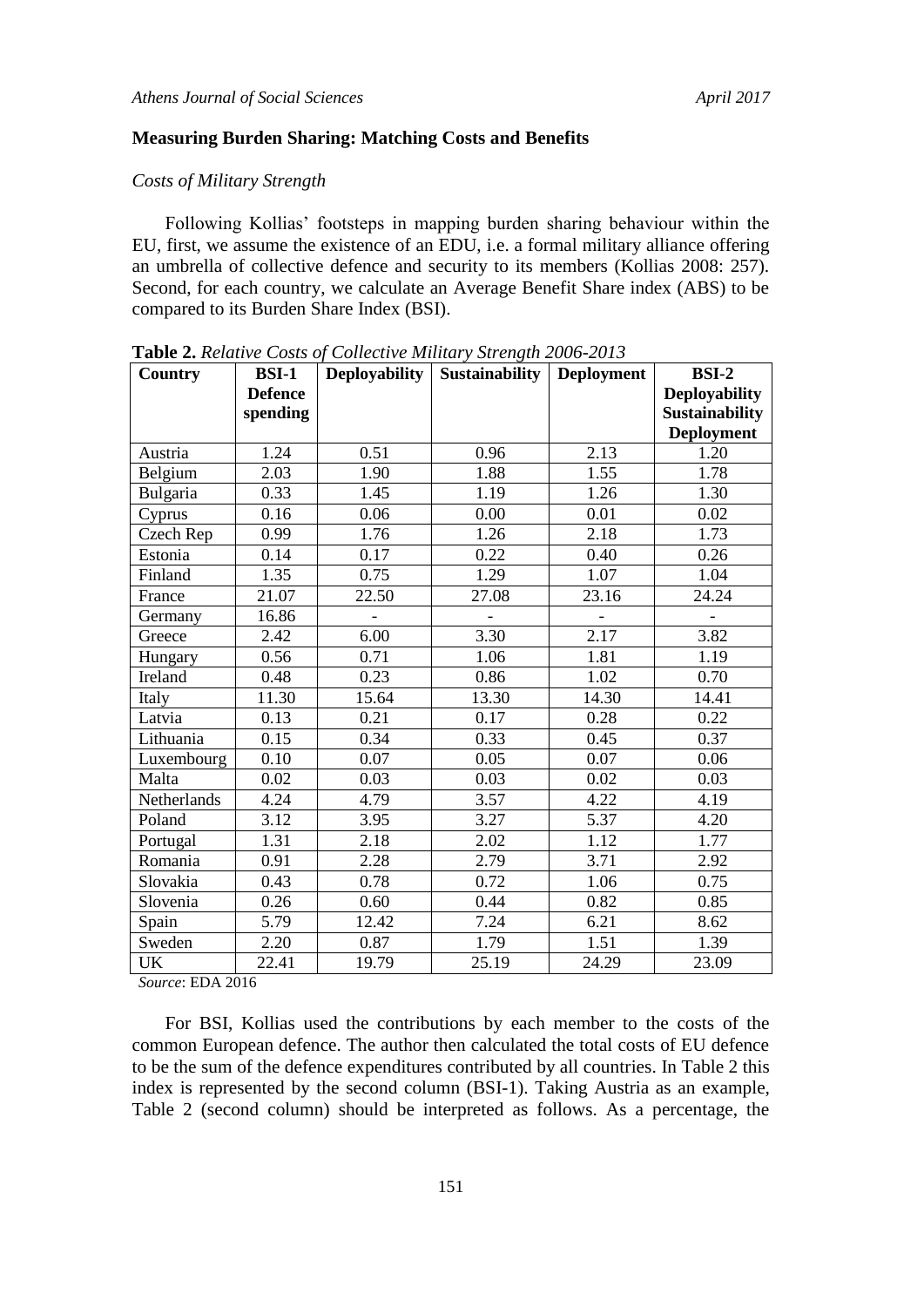## Measuring Burden Sharing: Matching Costs and Benefits

### *Costs of Military Strength*

Following Kollias' footsteps in mapping burden sharing behaviour within the EU, first, we assume the existence of an EDU, i.e. a formal military alliance offering an umbrella of collective defence and security to its members (Kollias 2008: 257). Second, for each country, we calculate an Average Benefit Share index (ABS) to be compared to its Burden Share Index (BSI).

**Table 2.** *Relative Costs of Collective Military Strength 2006-2013*

| Country | BSI-1 Defence spending | Deployability | Sustainability | Deployment | BSI-2 Deployability Sustainability Deployment |
|---|---|---|---|---|---|
| Austria | 1.24 | 0.51 | 0.96 | 2.13 | 1.20 |
| Belgium | 2.03 | 1.90 | 1.88 | 1.55 | 1.78 |
| Bulgaria | 0.33 | 1.45 | 1.19 | 1.26 | 1.30 |
| Cyprus | 0.16 | 0.06 | 0.00 | 0.01 | 0.02 |
| Czech Rep | 0.99 | 1.76 | 1.26 | 2.18 | 1.73 |
| Estonia | 0.14 | 0.17 | 0.22 | 0.40 | 0.26 |
| Finland | 1.35 | 0.75 | 1.29 | 1.07 | 1.04 |
| France | 21.07 | 22.50 | 27.08 | 23.16 | 24.24 |
| Germany | 16.86 | - | - | - | - |
| Greece | 2.42 | 6.00 | 3.30 | 2.17 | 3.82 |
| Hungary | 0.56 | 0.71 | 1.06 | 1.81 | 1.19 |
| Ireland | 0.48 | 0.23 | 0.86 | 1.02 | 0.70 |
| Italy | 11.30 | 15.64 | 13.30 | 14.30 | 14.41 |
| Latvia | 0.13 | 0.21 | 0.17 | 0.28 | 0.22 |
| Lithuania | 0.15 | 0.34 | 0.33 | 0.45 | 0.37 |
| Luxembourg | 0.10 | 0.07 | 0.05 | 0.07 | 0.06 |
| Malta | 0.02 | 0.03 | 0.03 | 0.02 | 0.03 |
| Netherlands | 4.24 | 4.79 | 3.57 | 4.22 | 4.19 |
| Poland | 3.12 | 3.95 | 3.27 | 5.37 | 4.20 |
| Portugal | 1.31 | 2.18 | 2.02 | 1.12 | 1.77 |
| Romania | 0.91 | 2.28 | 2.79 | 3.71 | 2.92 |
| Slovakia | 0.43 | 0.78 | 0.72 | 1.06 | 0.75 |
| Slovenia | 0.26 | 0.60 | 0.44 | 0.82 | 0.85 |
| Spain | 5.79 | 12.42 | 7.24 | 6.21 | 8.62 |
| Sweden | 2.20 | 0.87 | 1.79 | 1.51 | 1.39 |
| UK | 22.41 | 19.79 | 25.19 | 24.29 | 23.09 |

*Source*: EDA 2016

For BSI, Kollias used the contributions by each member to the costs of the common European defence. The author then calculated the total costs of EU defence to be the sum of the defence expenditures contributed by all countries. In Table 2 this index is represented by the second column (BSI-1). Taking Austria as an example, Table 2 (second column) should be interpreted as follows. As a percentage, the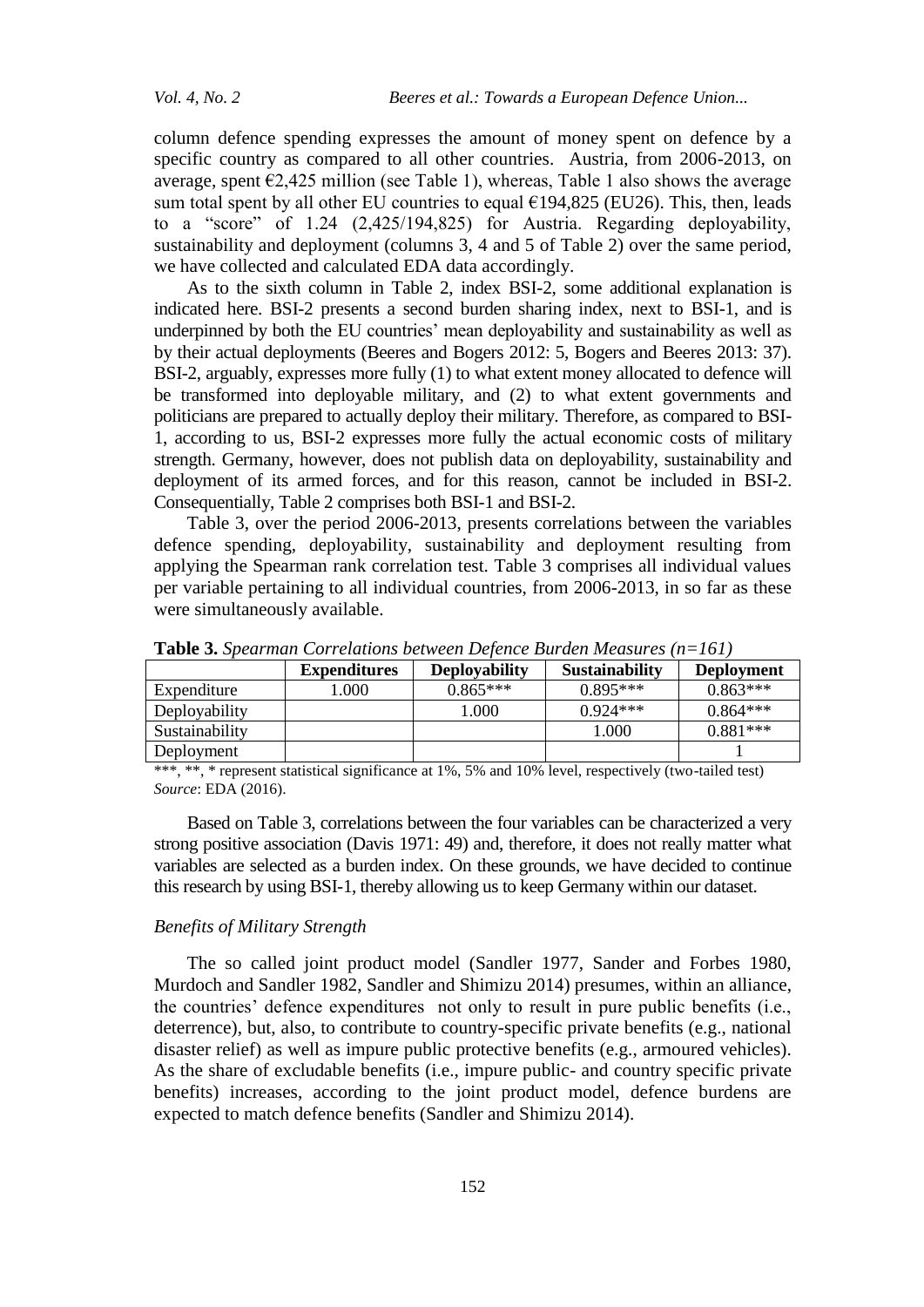column defence spending expresses the amount of money spent on defence by a specific country as compared to all other countries. Austria, from 2006-2013, on average, spent €2,425 million (see Table 1), whereas, Table 1 also shows the average sum total spent by all other EU countries to equal €194,825 (EU26). This, then, leads to a "score" of 1.24 (2,425/194,825) for Austria. Regarding deployability, sustainability and deployment (columns 3, 4 and 5 of Table 2) over the same period, we have collected and calculated EDA data accordingly.

As to the sixth column in Table 2, index BSI-2, some additional explanation is indicated here. BSI-2 presents a second burden sharing index, next to BSI-1, and is underpinned by both the EU countries' mean deployability and sustainability as well as by their actual deployments (Beeres and Bogers 2012: 5, Bogers and Beeres 2013: 37). BSI-2, arguably, expresses more fully (1) to what extent money allocated to defence will be transformed into deployable military, and (2) to what extent governments and politicians are prepared to actually deploy their military. Therefore, as compared to BSI-1, according to us, BSI-2 expresses more fully the actual economic costs of military strength. Germany, however, does not publish data on deployability, sustainability and deployment of its armed forces, and for this reason, cannot be included in BSI-2. Consequentially, Table 2 comprises both BSI-1 and BSI-2.

Table 3, over the period 2006-2013, presents correlations between the variables defence spending, deployability, sustainability and deployment resulting from applying the Spearman rank correlation test. Table 3 comprises all individual values per variable pertaining to all individual countries, from 2006-2013, in so far as these were simultaneously available.

**Table 3.** *Spearman Correlations between Defence Burden Measures (n=161)*

| | Expenditures | Deployability | Sustainability | Deployment |
|---|---|---|---|---|
| Expenditure | 1.000 | 0.865*** | 0.895*** | 0.863*** |
| Deployability | | 1.000 | 0.924*** | 0.864*** |
| Sustainability | | | 1.000 | 0.881*** |
| Deployment | | | | 1 |

***, **, * represent statistical significance at 1%, 5% and 10% level, respectively (two-tailed test)
*Source*: EDA (2016).

Based on Table 3, correlations between the four variables can be characterized a very strong positive association (Davis 1971: 49) and, therefore, it does not really matter what variables are selected as a burden index. On these grounds, we have decided to continue this research by using BSI-1, thereby allowing us to keep Germany within our dataset.

### *Benefits of Military Strength*

The so called joint product model (Sandler 1977, Sander and Forbes 1980, Murdoch and Sandler 1982, Sandler and Shimizu 2014) presumes, within an alliance, the countries' defence expenditures not only to result in pure public benefits (i.e., deterrence), but, also, to contribute to country-specific private benefits (e.g., national disaster relief) as well as impure public protective benefits (e.g., armoured vehicles). As the share of excludable benefits (i.e., impure public- and country specific private benefits) increases, according to the joint product model, defence burdens are expected to match defence benefits (Sandler and Shimizu 2014).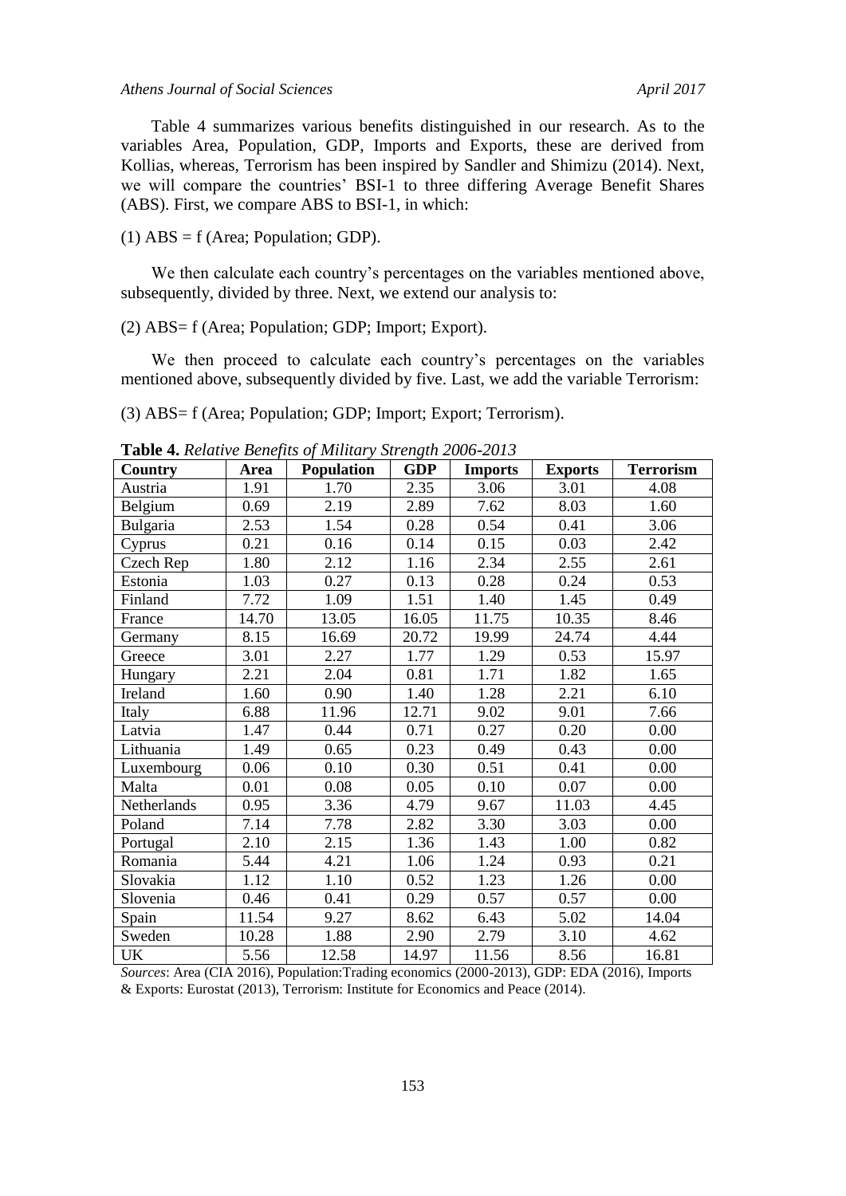Table 4 summarizes various benefits distinguished in our research. As to the variables Area, Population, GDP, Imports and Exports, these are derived from Kollias, whereas, Terrorism has been inspired by Sandler and Shimizu (2014). Next, we will compare the countries' BSI-1 to three differing Average Benefit Shares (ABS). First, we compare ABS to BSI-1, in which:

(1) ABS = f (Area; Population; GDP).

We then calculate each country's percentages on the variables mentioned above, subsequently, divided by three. Next, we extend our analysis to:

(2) ABS= f (Area; Population; GDP; Import; Export).

We then proceed to calculate each country's percentages on the variables mentioned above, subsequently divided by five. Last, we add the variable Terrorism:

(3) ABS= f (Area; Population; GDP; Import; Export; Terrorism).

**Table 4.** *Relative Benefits of Military Strength 2006-2013*

| Country | Area | Population | GDP | Imports | Exports | Terrorism |
|---|---|---|---|---|---|---|
| Austria | 1.91 | 1.70 | 2.35 | 3.06 | 3.01 | 4.08 |
| Belgium | 0.69 | 2.19 | 2.89 | 7.62 | 8.03 | 1.60 |
| Bulgaria | 2.53 | 1.54 | 0.28 | 0.54 | 0.41 | 3.06 |
| Cyprus | 0.21 | 0.16 | 0.14 | 0.15 | 0.03 | 2.42 |
| Czech Rep | 1.80 | 2.12 | 1.16 | 2.34 | 2.55 | 2.61 |
| Estonia | 1.03 | 0.27 | 0.13 | 0.28 | 0.24 | 0.53 |
| Finland | 7.72 | 1.09 | 1.51 | 1.40 | 1.45 | 0.49 |
| France | 14.70 | 13.05 | 16.05 | 11.75 | 10.35 | 8.46 |
| Germany | 8.15 | 16.69 | 20.72 | 19.99 | 24.74 | 4.44 |
| Greece | 3.01 | 2.27 | 1.77 | 1.29 | 0.53 | 15.97 |
| Hungary | 2.21 | 2.04 | 0.81 | 1.71 | 1.82 | 1.65 |
| Ireland | 1.60 | 0.90 | 1.40 | 1.28 | 2.21 | 6.10 |
| Italy | 6.88 | 11.96 | 12.71 | 9.02 | 9.01 | 7.66 |
| Latvia | 1.47 | 0.44 | 0.71 | 0.27 | 0.20 | 0.00 |
| Lithuania | 1.49 | 0.65 | 0.23 | 0.49 | 0.43 | 0.00 |
| Luxembourg | 0.06 | 0.10 | 0.30 | 0.51 | 0.41 | 0.00 |
| Malta | 0.01 | 0.08 | 0.05 | 0.10 | 0.07 | 0.00 |
| Netherlands | 0.95 | 3.36 | 4.79 | 9.67 | 11.03 | 4.45 |
| Poland | 7.14 | 7.78 | 2.82 | 3.30 | 3.03 | 0.00 |
| Portugal | 2.10 | 2.15 | 1.36 | 1.43 | 1.00 | 0.82 |
| Romania | 5.44 | 4.21 | 1.06 | 1.24 | 0.93 | 0.21 |
| Slovakia | 1.12 | 1.10 | 0.52 | 1.23 | 1.26 | 0.00 |
| Slovenia | 0.46 | 0.41 | 0.29 | 0.57 | 0.57 | 0.00 |
| Spain | 11.54 | 9.27 | 8.62 | 6.43 | 5.02 | 14.04 |
| Sweden | 10.28 | 1.88 | 2.90 | 2.79 | 3.10 | 4.62 |
| UK | 5.56 | 12.58 | 14.97 | 11.56 | 8.56 | 16.81 |

*Sources*: Area (CIA 2016), Population:Trading economics (2000-2013), GDP: EDA (2016), Imports & Exports: Eurostat (2013), Terrorism: Institute for Economics and Peace (2014).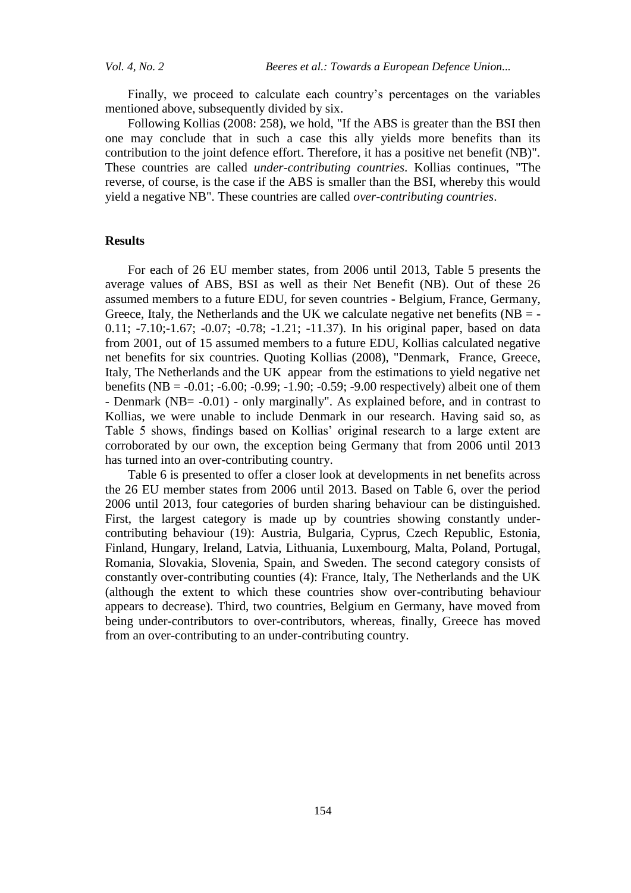Finally, we proceed to calculate each country's percentages on the variables mentioned above, subsequently divided by six.

Following Kollias (2008: 258), we hold, "If the ABS is greater than the BSI then one may conclude that in such a case this ally yields more benefits than its contribution to the joint defence effort. Therefore, it has a positive net benefit (NB)". These countries are called *under-contributing countries*. Kollias continues, "The reverse, of course, is the case if the ABS is smaller than the BSI, whereby this would yield a negative NB". These countries are called *over-contributing countries*.

## Results

For each of 26 EU member states, from 2006 until 2013, Table 5 presents the average values of ABS, BSI as well as their Net Benefit (NB). Out of these 26 assumed members to a future EDU, for seven countries - Belgium, France, Germany, Greece, Italy, the Netherlands and the UK we calculate negative net benefits (NB = -0.11; -7.10;-1.67; -0.07; -0.78; -1.21; -11.37). In his original paper, based on data from 2001, out of 15 assumed members to a future EDU, Kollias calculated negative net benefits for six countries. Quoting Kollias (2008), "Denmark, France, Greece, Italy, The Netherlands and the UK appear from the estimations to yield negative net benefits (NB = -0.01; -6.00; -0.99; -1.90; -0.59; -9.00 respectively) albeit one of them - Denmark (NB= -0.01) - only marginally". As explained before, and in contrast to Kollias, we were unable to include Denmark in our research. Having said so, as Table 5 shows, findings based on Kollias' original research to a large extent are corroborated by our own, the exception being Germany that from 2006 until 2013 has turned into an over-contributing country.

Table 6 is presented to offer a closer look at developments in net benefits across the 26 EU member states from 2006 until 2013. Based on Table 6, over the period 2006 until 2013, four categories of burden sharing behaviour can be distinguished. First, the largest category is made up by countries showing constantly under-contributing behaviour (19): Austria, Bulgaria, Cyprus, Czech Republic, Estonia, Finland, Hungary, Ireland, Latvia, Lithuania, Luxembourg, Malta, Poland, Portugal, Romania, Slovakia, Slovenia, Spain, and Sweden. The second category consists of constantly over-contributing counties (4): France, Italy, The Netherlands and the UK (although the extent to which these countries show over-contributing behaviour appears to decrease). Third, two countries, Belgium en Germany, have moved from being under-contributors to over-contributors, whereas, finally, Greece has moved from an over-contributing to an under-contributing country.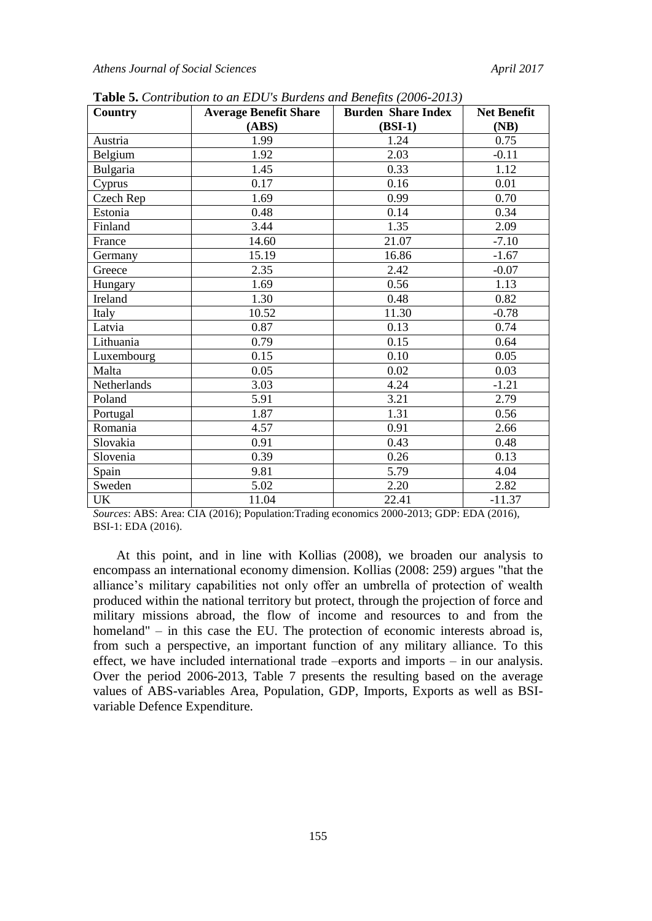**Table 5.** *Contribution to an EDU's Burdens and Benefits (2006-2013)*

| Country | Average Benefit Share (ABS) | Burden Share Index (BSI-1) | Net Benefit (NB) |
|---|---|---|---|
| Austria | 1.99 | 1.24 | 0.75 |
| Belgium | 1.92 | 2.03 | -0.11 |
| Bulgaria | 1.45 | 0.33 | 1.12 |
| Cyprus | 0.17 | 0.16 | 0.01 |
| Czech Rep | 1.69 | 0.99 | 0.70 |
| Estonia | 0.48 | 0.14 | 0.34 |
| Finland | 3.44 | 1.35 | 2.09 |
| France | 14.60 | 21.07 | -7.10 |
| Germany | 15.19 | 16.86 | -1.67 |
| Greece | 2.35 | 2.42 | -0.07 |
| Hungary | 1.69 | 0.56 | 1.13 |
| Ireland | 1.30 | 0.48 | 0.82 |
| Italy | 10.52 | 11.30 | -0.78 |
| Latvia | 0.87 | 0.13 | 0.74 |
| Lithuania | 0.79 | 0.15 | 0.64 |
| Luxembourg | 0.15 | 0.10 | 0.05 |
| Malta | 0.05 | 0.02 | 0.03 |
| Netherlands | 3.03 | 4.24 | -1.21 |
| Poland | 5.91 | 3.21 | 2.79 |
| Portugal | 1.87 | 1.31 | 0.56 |
| Romania | 4.57 | 0.91 | 2.66 |
| Slovakia | 0.91 | 0.43 | 0.48 |
| Slovenia | 0.39 | 0.26 | 0.13 |
| Spain | 9.81 | 5.79 | 4.04 |
| Sweden | 5.02 | 2.20 | 2.82 |
| UK | 11.04 | 22.41 | -11.37 |

*Sources*: ABS: Area: CIA (2016); Population:Trading economics 2000-2013; GDP: EDA (2016), BSI-1: EDA (2016).

At this point, and in line with Kollias (2008), we broaden our analysis to encompass an international economy dimension. Kollias (2008: 259) argues "that the alliance's military capabilities not only offer an umbrella of protection of wealth produced within the national territory but protect, through the projection of force and military missions abroad, the flow of income and resources to and from the homeland" – in this case the EU. The protection of economic interests abroad is, from such a perspective, an important function of any military alliance. To this effect, we have included international trade –exports and imports – in our analysis. Over the period 2006-2013, Table 7 presents the resulting based on the average values of ABS-variables Area, Population, GDP, Imports, Exports as well as BSI-variable Defence Expenditure.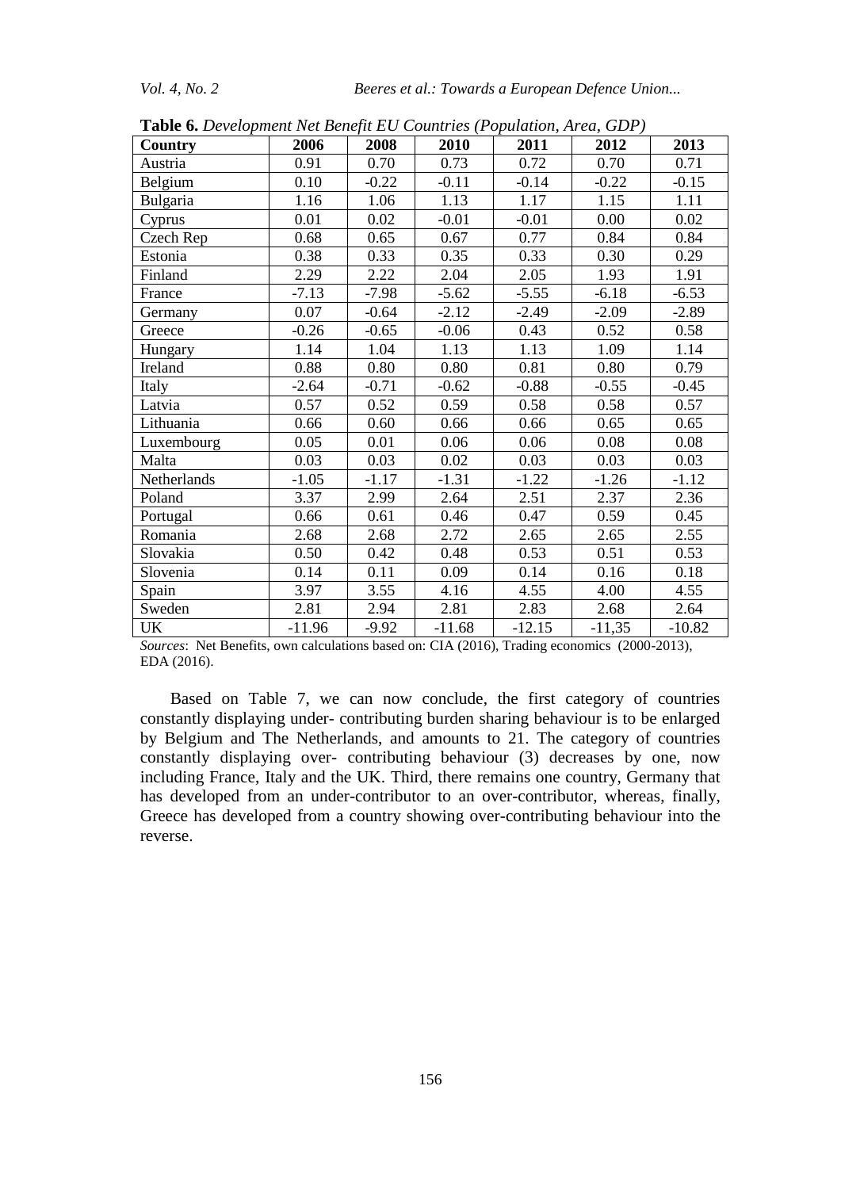**Table 6.** *Development Net Benefit EU Countries (Population, Area, GDP)*

| Country | 2006 | 2008 | 2010 | 2011 | 2012 | 2013 |
|---|---|---|---|---|---|---|
| Austria | 0.91 | 0.70 | 0.73 | 0.72 | 0.70 | 0.71 |
| Belgium | 0.10 | -0.22 | -0.11 | -0.14 | -0.22 | -0.15 |
| Bulgaria | 1.16 | 1.06 | 1.13 | 1.17 | 1.15 | 1.11 |
| Cyprus | 0.01 | 0.02 | -0.01 | -0.01 | 0.00 | 0.02 |
| Czech Rep | 0.68 | 0.65 | 0.67 | 0.77 | 0.84 | 0.84 |
| Estonia | 0.38 | 0.33 | 0.35 | 0.33 | 0.30 | 0.29 |
| Finland | 2.29 | 2.22 | 2.04 | 2.05 | 1.93 | 1.91 |
| France | -7.13 | -7.98 | -5.62 | -5.55 | -6.18 | -6.53 |
| Germany | 0.07 | -0.64 | -2.12 | -2.49 | -2.09 | -2.89 |
| Greece | -0.26 | -0.65 | -0.06 | 0.43 | 0.52 | 0.58 |
| Hungary | 1.14 | 1.04 | 1.13 | 1.13 | 1.09 | 1.14 |
| Ireland | 0.88 | 0.80 | 0.80 | 0.81 | 0.80 | 0.79 |
| Italy | -2.64 | -0.71 | -0.62 | -0.88 | -0.55 | -0.45 |
| Latvia | 0.57 | 0.52 | 0.59 | 0.58 | 0.58 | 0.57 |
| Lithuania | 0.66 | 0.60 | 0.66 | 0.66 | 0.65 | 0.65 |
| Luxembourg | 0.05 | 0.01 | 0.06 | 0.06 | 0.08 | 0.08 |
| Malta | 0.03 | 0.03 | 0.02 | 0.03 | 0.03 | 0.03 |
| Netherlands | -1.05 | -1.17 | -1.31 | -1.22 | -1.26 | -1.12 |
| Poland | 3.37 | 2.99 | 2.64 | 2.51 | 2.37 | 2.36 |
| Portugal | 0.66 | 0.61 | 0.46 | 0.47 | 0.59 | 0.45 |
| Romania | 2.68 | 2.68 | 2.72 | 2.65 | 2.65 | 2.55 |
| Slovakia | 0.50 | 0.42 | 0.48 | 0.53 | 0.51 | 0.53 |
| Slovenia | 0.14 | 0.11 | 0.09 | 0.14 | 0.16 | 0.18 |
| Spain | 3.97 | 3.55 | 4.16 | 4.55 | 4.00 | 4.55 |
| Sweden | 2.81 | 2.94 | 2.81 | 2.83 | 2.68 | 2.64 |
| UK | -11.96 | -9.92 | -11.68 | -12.15 | -11,35 | -10.82 |

*Sources*: Net Benefits, own calculations based on: CIA (2016), Trading economics (2000-2013), EDA (2016).

Based on Table 7, we can now conclude, the first category of countries constantly displaying under- contributing burden sharing behaviour is to be enlarged by Belgium and The Netherlands, and amounts to 21. The category of countries constantly displaying over- contributing behaviour (3) decreases by one, now including France, Italy and the UK. Third, there remains one country, Germany that has developed from an under-contributor to an over-contributor, whereas, finally, Greece has developed from a country showing over-contributing behaviour into the reverse.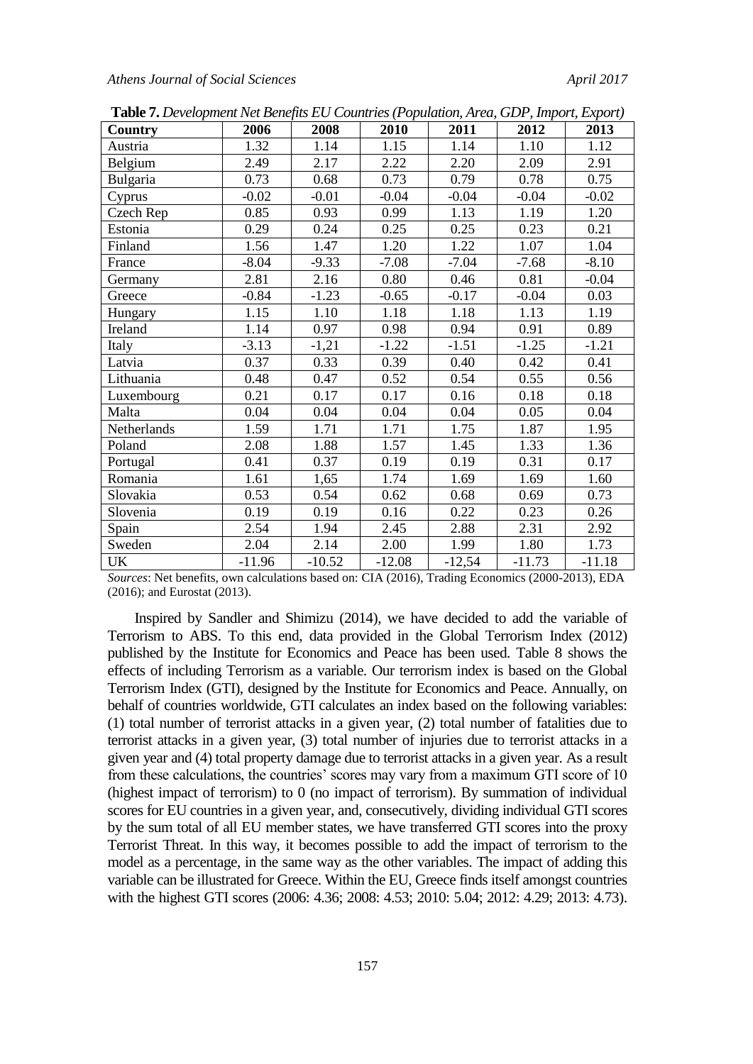**Table 7.** *Development Net Benefits EU Countries (Population, Area, GDP, Import, Export)*

| Country | 2006 | 2008 | 2010 | 2011 | 2012 | 2013 |
|---|---|---|---|---|---|---|
| Austria | 1.32 | 1.14 | 1.15 | 1.14 | 1.10 | 1.12 |
| Belgium | 2.49 | 2.17 | 2.22 | 2.20 | 2.09 | 2.91 |
| Bulgaria | 0.73 | 0.68 | 0.73 | 0.79 | 0.78 | 0.75 |
| Cyprus | -0.02 | -0.01 | -0.04 | -0.04 | -0.04 | -0.02 |
| Czech Rep | 0.85 | 0.93 | 0.99 | 1.13 | 1.19 | 1.20 |
| Estonia | 0.29 | 0.24 | 0.25 | 0.25 | 0.23 | 0.21 |
| Finland | 1.56 | 1.47 | 1.20 | 1.22 | 1.07 | 1.04 |
| France | -8.04 | -9.33 | -7.08 | -7.04 | -7.68 | -8.10 |
| Germany | 2.81 | 2.16 | 0.80 | 0.46 | 0.81 | -0.04 |
| Greece | -0.84 | -1.23 | -0.65 | -0.17 | -0.04 | 0.03 |
| Hungary | 1.15 | 1.10 | 1.18 | 1.18 | 1.13 | 1.19 |
| Ireland | 1.14 | 0.97 | 0.98 | 0.94 | 0.91 | 0.89 |
| Italy | -3.13 | -1,21 | -1.22 | -1.51 | -1.25 | -1.21 |
| Latvia | 0.37 | 0.33 | 0.39 | 0.40 | 0.42 | 0.41 |
| Lithuania | 0.48 | 0.47 | 0.52 | 0.54 | 0.55 | 0.56 |
| Luxembourg | 0.21 | 0.17 | 0.17 | 0.16 | 0.18 | 0.18 |
| Malta | 0.04 | 0.04 | 0.04 | 0.04 | 0.05 | 0.04 |
| Netherlands | 1.59 | 1.71 | 1.71 | 1.75 | 1.87 | 1.95 |
| Poland | 2.08 | 1.88 | 1.57 | 1.45 | 1.33 | 1.36 |
| Portugal | 0.41 | 0.37 | 0.19 | 0.19 | 0.31 | 0.17 |
| Romania | 1.61 | 1,65 | 1.74 | 1.69 | 1.69 | 1.60 |
| Slovakia | 0.53 | 0.54 | 0.62 | 0.68 | 0.69 | 0.73 |
| Slovenia | 0.19 | 0.19 | 0.16 | 0.22 | 0.23 | 0.26 |
| Spain | 2.54 | 1.94 | 2.45 | 2.88 | 2.31 | 2.92 |
| Sweden | 2.04 | 2.14 | 2.00 | 1.99 | 1.80 | 1.73 |
| UK | -11.96 | -10.52 | -12.08 | -12,54 | -11.73 | -11.18 |

*Sources*: Net benefits, own calculations based on: CIA (2016), Trading Economics (2000-2013), EDA (2016); and Eurostat (2013).

Inspired by Sandler and Shimizu (2014), we have decided to add the variable of Terrorism to ABS. To this end, data provided in the Global Terrorism Index (2012) published by the Institute for Economics and Peace has been used. Table 8 shows the effects of including Terrorism as a variable. Our terrorism index is based on the Global Terrorism Index (GTI), designed by the Institute for Economics and Peace. Annually, on behalf of countries worldwide, GTI calculates an index based on the following variables: (1) total number of terrorist attacks in a given year, (2) total number of fatalities due to terrorist attacks in a given year, (3) total number of injuries due to terrorist attacks in a given year and (4) total property damage due to terrorist attacks in a given year. As a result from these calculations, the countries' scores may vary from a maximum GTI score of 10 (highest impact of terrorism) to 0 (no impact of terrorism). By summation of individual scores for EU countries in a given year, and, consecutively, dividing individual GTI scores by the sum total of all EU member states, we have transferred GTI scores into the proxy Terrorist Threat. In this way, it becomes possible to add the impact of terrorism to the model as a percentage, in the same way as the other variables. The impact of adding this variable can be illustrated for Greece. Within the EU, Greece finds itself amongst countries with the highest GTI scores (2006: 4.36; 2008: 4.53; 2010: 5.04; 2012: 4.29; 2013: 4.73).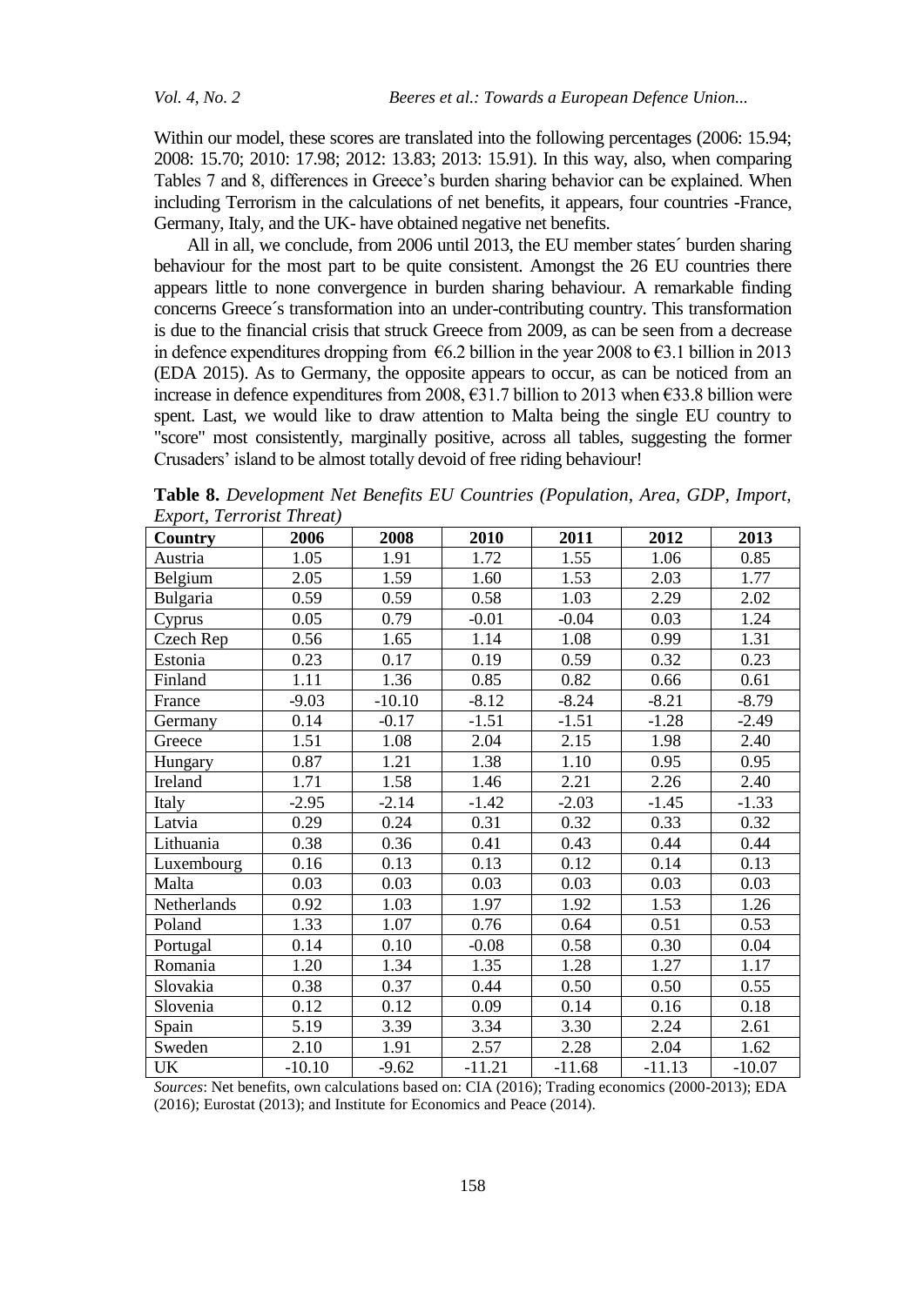Within our model, these scores are translated into the following percentages (2006: 15.94; 2008: 15.70; 2010: 17.98; 2012: 13.83; 2013: 15.91). In this way, also, when comparing Tables 7 and 8, differences in Greece's burden sharing behavior can be explained. When including Terrorism in the calculations of net benefits, it appears, four countries -France, Germany, Italy, and the UK- have obtained negative net benefits.

All in all, we conclude, from 2006 until 2013, the EU member states´ burden sharing behaviour for the most part to be quite consistent. Amongst the 26 EU countries there appears little to none convergence in burden sharing behaviour. A remarkable finding concerns Greece´s transformation into an under-contributing country. This transformation is due to the financial crisis that struck Greece from 2009, as can be seen from a decrease in defence expenditures dropping from €6.2 billion in the year 2008 to €3.1 billion in 2013 (EDA 2015). As to Germany, the opposite appears to occur, as can be noticed from an increase in defence expenditures from 2008, €31.7 billion to 2013 when €33.8 billion were spent. Last, we would like to draw attention to Malta being the single EU country to "score" most consistently, marginally positive, across all tables, suggesting the former Crusaders' island to be almost totally devoid of free riding behaviour!

**Table 8.** *Development Net Benefits EU Countries (Population, Area, GDP, Import, Export, Terrorist Threat)*

| Country | 2006 | 2008 | 2010 | 2011 | 2012 | 2013 |
|---|---|---|---|---|---|---|
| Austria | 1.05 | 1.91 | 1.72 | 1.55 | 1.06 | 0.85 |
| Belgium | 2.05 | 1.59 | 1.60 | 1.53 | 2.03 | 1.77 |
| Bulgaria | 0.59 | 0.59 | 0.58 | 1.03 | 2.29 | 2.02 |
| Cyprus | 0.05 | 0.79 | -0.01 | -0.04 | 0.03 | 1.24 |
| Czech Rep | 0.56 | 1.65 | 1.14 | 1.08 | 0.99 | 1.31 |
| Estonia | 0.23 | 0.17 | 0.19 | 0.59 | 0.32 | 0.23 |
| Finland | 1.11 | 1.36 | 0.85 | 0.82 | 0.66 | 0.61 |
| France | -9.03 | -10.10 | -8.12 | -8.24 | -8.21 | -8.79 |
| Germany | 0.14 | -0.17 | -1.51 | -1.51 | -1.28 | -2.49 |
| Greece | 1.51 | 1.08 | 2.04 | 2.15 | 1.98 | 2.40 |
| Hungary | 0.87 | 1.21 | 1.38 | 1.10 | 0.95 | 0.95 |
| Ireland | 1.71 | 1.58 | 1.46 | 2.21 | 2.26 | 2.40 |
| Italy | -2.95 | -2.14 | -1.42 | -2.03 | -1.45 | -1.33 |
| Latvia | 0.29 | 0.24 | 0.31 | 0.32 | 0.33 | 0.32 |
| Lithuania | 0.38 | 0.36 | 0.41 | 0.43 | 0.44 | 0.44 |
| Luxembourg | 0.16 | 0.13 | 0.13 | 0.12 | 0.14 | 0.13 |
| Malta | 0.03 | 0.03 | 0.03 | 0.03 | 0.03 | 0.03 |
| Netherlands | 0.92 | 1.03 | 1.97 | 1.92 | 1.53 | 1.26 |
| Poland | 1.33 | 1.07 | 0.76 | 0.64 | 0.51 | 0.53 |
| Portugal | 0.14 | 0.10 | -0.08 | 0.58 | 0.30 | 0.04 |
| Romania | 1.20 | 1.34 | 1.35 | 1.28 | 1.27 | 1.17 |
| Slovakia | 0.38 | 0.37 | 0.44 | 0.50 | 0.50 | 0.55 |
| Slovenia | 0.12 | 0.12 | 0.09 | 0.14 | 0.16 | 0.18 |
| Spain | 5.19 | 3.39 | 3.34 | 3.30 | 2.24 | 2.61 |
| Sweden | 2.10 | 1.91 | 2.57 | 2.28 | 2.04 | 1.62 |
| UK | -10.10 | -9.62 | -11.21 | -11.68 | -11.13 | -10.07 |

*Sources*: Net benefits, own calculations based on: CIA (2016); Trading economics (2000-2013); EDA (2016); Eurostat (2013); and Institute for Economics and Peace (2014).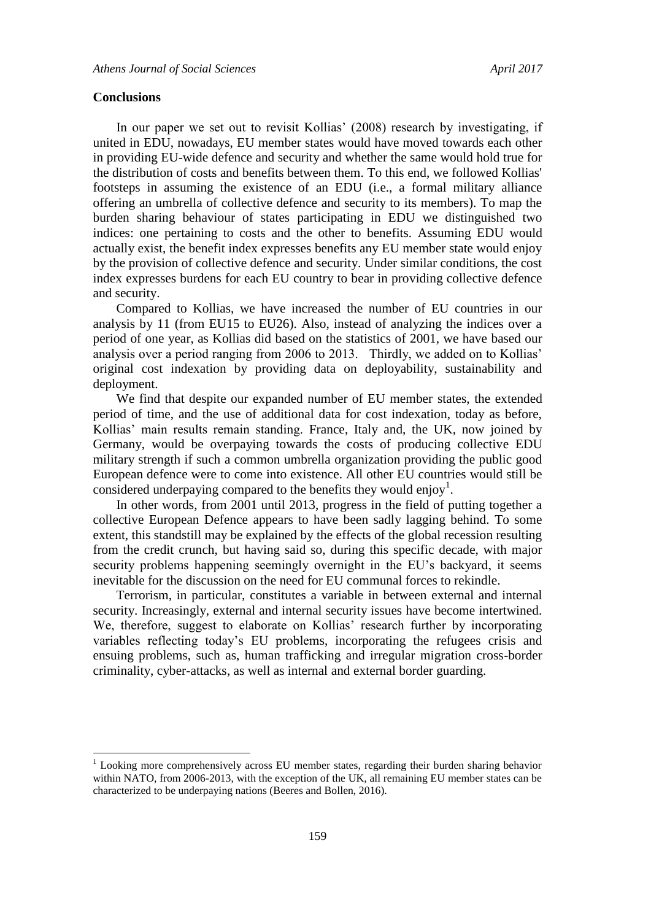## Conclusions

In our paper we set out to revisit Kollias' (2008) research by investigating, if united in EDU, nowadays, EU member states would have moved towards each other in providing EU-wide defence and security and whether the same would hold true for the distribution of costs and benefits between them. To this end, we followed Kollias' footsteps in assuming the existence of an EDU (i.e., a formal military alliance offering an umbrella of collective defence and security to its members). To map the burden sharing behaviour of states participating in EDU we distinguished two indices: one pertaining to costs and the other to benefits. Assuming EDU would actually exist, the benefit index expresses benefits any EU member state would enjoy by the provision of collective defence and security. Under similar conditions, the cost index expresses burdens for each EU country to bear in providing collective defence and security.

Compared to Kollias, we have increased the number of EU countries in our analysis by 11 (from EU15 to EU26). Also, instead of analyzing the indices over a period of one year, as Kollias did based on the statistics of 2001, we have based our analysis over a period ranging from 2006 to 2013. Thirdly, we added on to Kollias' original cost indexation by providing data on deployability, sustainability and deployment.

We find that despite our expanded number of EU member states, the extended period of time, and the use of additional data for cost indexation, today as before, Kollias' main results remain standing. France, Italy and, the UK, now joined by Germany, would be overpaying towards the costs of producing collective EDU military strength if such a common umbrella organization providing the public good European defence were to come into existence. All other EU countries would still be considered underpaying compared to the benefits they would enjoy[1].

In other words, from 2001 until 2013, progress in the field of putting together a collective European Defence appears to have been sadly lagging behind. To some extent, this standstill may be explained by the effects of the global recession resulting from the credit crunch, but having said so, during this specific decade, with major security problems happening seemingly overnight in the EU's backyard, it seems inevitable for the discussion on the need for EU communal forces to rekindle.

Terrorism, in particular, constitutes a variable in between external and internal security. Increasingly, external and internal security issues have become intertwined. We, therefore, suggest to elaborate on Kollias' research further by incorporating variables reflecting today's EU problems, incorporating the refugees crisis and ensuing problems, such as, human trafficking and irregular migration cross-border criminality, cyber-attacks, as well as internal and external border guarding.

---

[1] Looking more comprehensively across EU member states, regarding their burden sharing behavior within NATO, from 2006-2013, with the exception of the UK, all remaining EU member states can be characterized to be underpaying nations (Beeres and Bollen, 2016).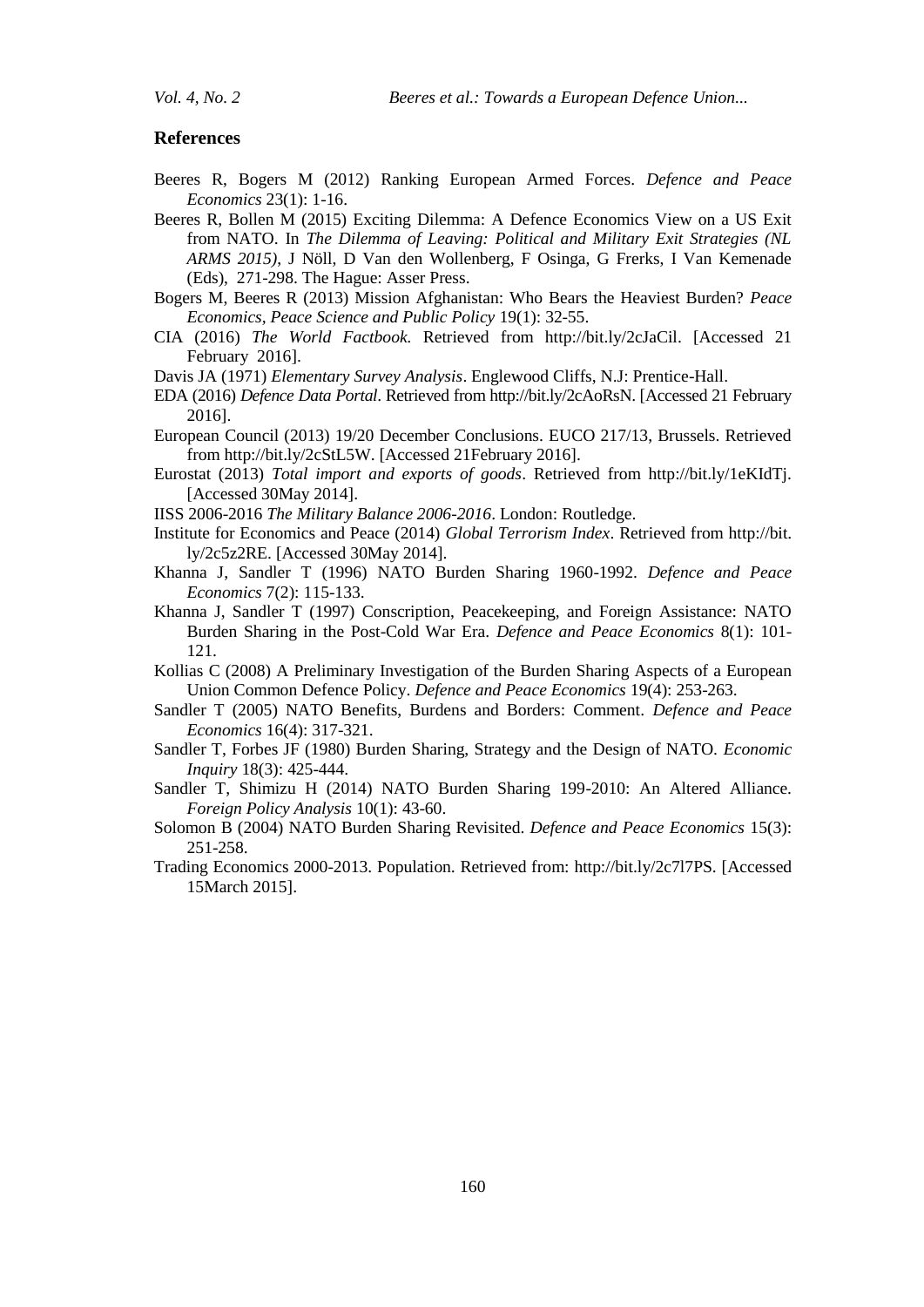## References

Beeres R, Bogers M (2012) Ranking European Armed Forces. *Defence and Peace Economics* 23(1): 1-16.

Beeres R, Bollen M (2015) Exciting Dilemma: A Defence Economics View on a US Exit from NATO. In *The Dilemma of Leaving: Political and Military Exit Strategies (NL ARMS 2015)*, J Nöll, D Van den Wollenberg, F Osinga, G Frerks, I Van Kemenade (Eds), 271-298. The Hague: Asser Press.

Bogers M, Beeres R (2013) Mission Afghanistan: Who Bears the Heaviest Burden? *Peace Economics, Peace Science and Public Policy* 19(1): 32-55.

CIA (2016) *The World Factbook.* Retrieved from http://bit.ly/2cJaCil. [Accessed 21 February 2016].

Davis JA (1971) *Elementary Survey Analysis*. Englewood Cliffs, N.J: Prentice-Hall.

EDA (2016) *Defence Data Portal*. Retrieved from http://bit.ly/2cAoRsN. [Accessed 21 February 2016].

European Council (2013) 19/20 December Conclusions. EUCO 217/13, Brussels. Retrieved from http://bit.ly/2cStL5W. [Accessed 21February 2016].

Eurostat (2013) *Total import and exports of goods*. Retrieved from http://bit.ly/1eKIdTj. [Accessed 30May 2014].

IISS 2006-2016 *The Military Balance 2006-2016*. London: Routledge.

Institute for Economics and Peace (2014) *Global Terrorism Index*. Retrieved from http://bit.ly/2c5z2RE. [Accessed 30May 2014].

Khanna J, Sandler T (1996) NATO Burden Sharing 1960-1992. *Defence and Peace Economics* 7(2): 115-133.

Khanna J, Sandler T (1997) Conscription, Peacekeeping, and Foreign Assistance: NATO Burden Sharing in the Post-Cold War Era. *Defence and Peace Economics* 8(1): 101-121.

Kollias C (2008) A Preliminary Investigation of the Burden Sharing Aspects of a European Union Common Defence Policy. *Defence and Peace Economics* 19(4): 253-263.

Sandler T (2005) NATO Benefits, Burdens and Borders: Comment. *Defence and Peace Economics* 16(4): 317-321.

Sandler T, Forbes JF (1980) Burden Sharing, Strategy and the Design of NATO. *Economic Inquiry* 18(3): 425-444.

Sandler T, Shimizu H (2014) NATO Burden Sharing 199-2010: An Altered Alliance. *Foreign Policy Analysis* 10(1): 43-60.

Solomon B (2004) NATO Burden Sharing Revisited. *Defence and Peace Economics* 15(3): 251-258.

Trading Economics 2000-2013. Population. Retrieved from: http://bit.ly/2c7l7PS. [Accessed 15March 2015].